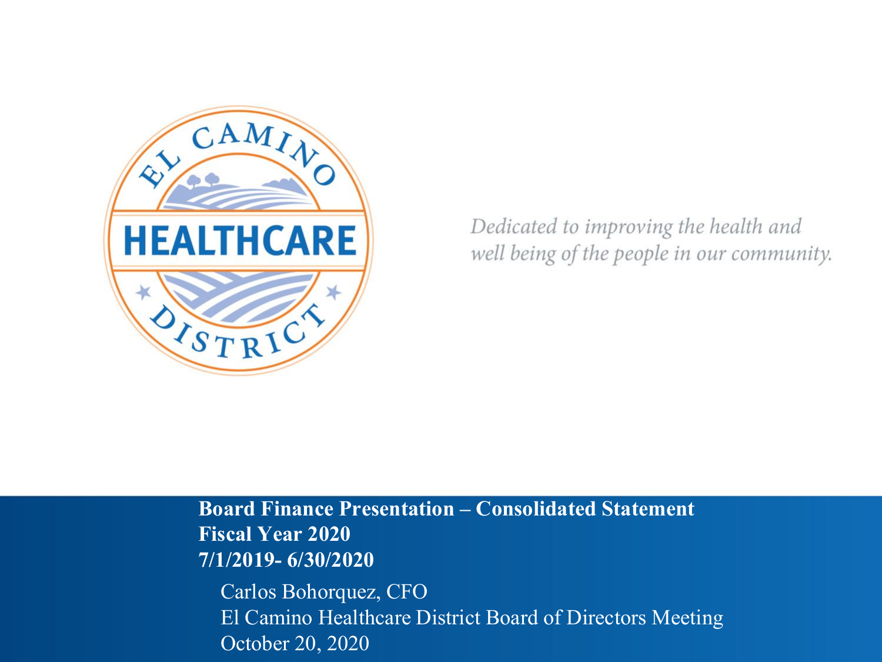EL CAMINO HEALTHCARE DISTRICT

*Dedicated to improving the health and well being of the people in our community.*

**Board Finance Presentation – Consolidated Statement**
**Fiscal Year 2020**
**7/1/2019- 6/30/2020**

Carlos Bohorquez, CFO
El Camino Healthcare District Board of Directors Meeting
October 20, 2020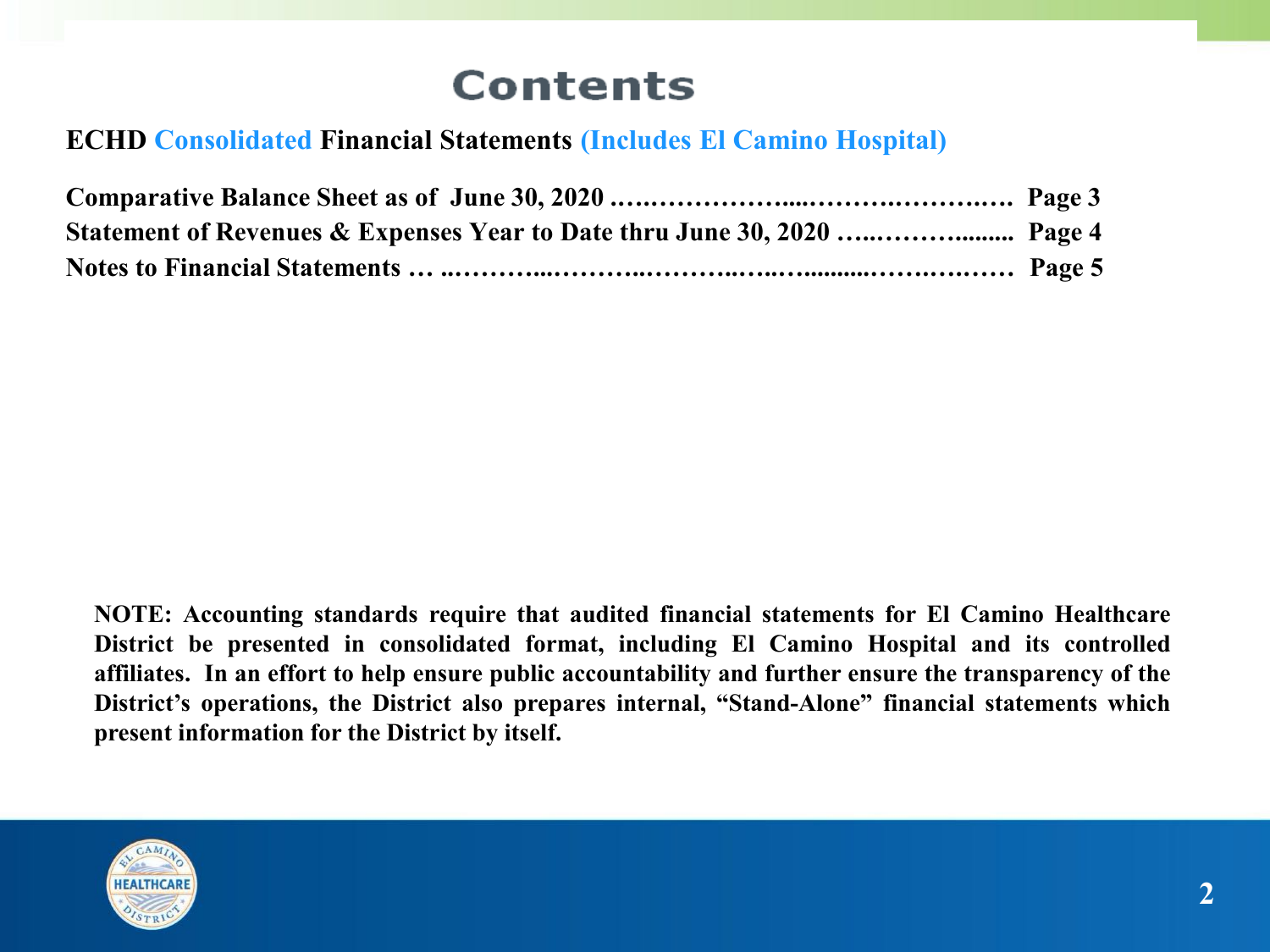# Contents

**ECHD Consolidated Financial Statements (Includes El Camino Hospital)**

**Comparative Balance Sheet as of June 30, 2020 ..….……………....…….….……….…. Page 3**
**Statement of Revenues & Expenses Year to Date thru June 30, 2020 …..………......... Page 4**
**Notes to Financial Statements … ..………...……….………..…..……....….…….…… Page 5**

**NOTE: Accounting standards require that audited financial statements for El Camino Healthcare District be presented in consolidated format, including El Camino Hospital and its controlled affiliates. In an effort to help ensure public accountability and further ensure the transparency of the District's operations, the District also prepares internal, "Stand-Alone" financial statements which present information for the District by itself.**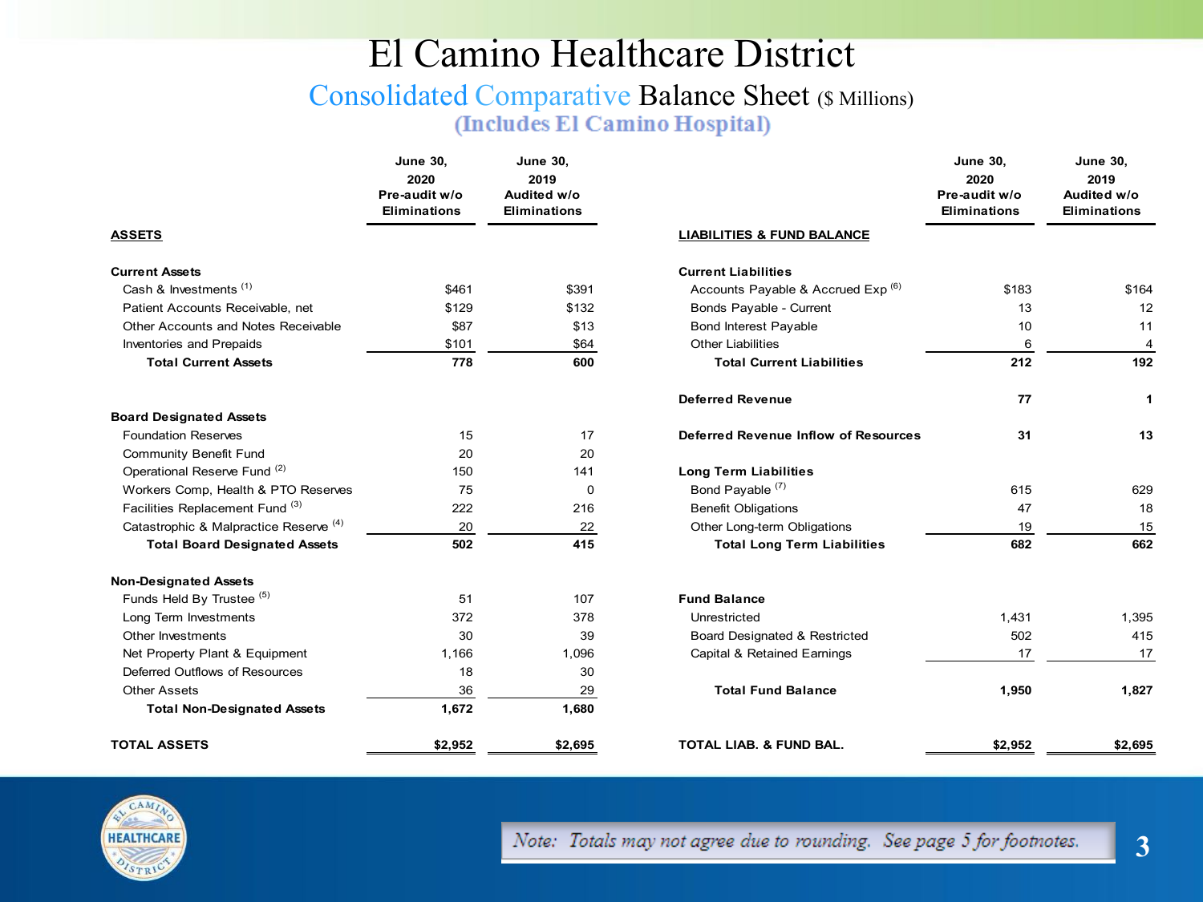# El Camino Healthcare District

## Consolidated Comparative Balance Sheet ($ Millions)

### (Includes El Camino Hospital)

| ASSETS | June 30, 2020 Pre-audit w/o Eliminations | June 30, 2019 Audited w/o Eliminations |
|---|---|---|
| **Current Assets** | | |
| Cash & Investments [1] | $461 | $391 |
| Patient Accounts Receivable, net | $129 | $132 |
| Other Accounts and Notes Receivable | $87 | $13 |
| Inventories and Prepaids | $101 | $64 |
| **Total Current Assets** | **778** | **600** |
| **Board Designated Assets** | | |
| Foundation Reserves | 15 | 17 |
| Community Benefit Fund | 20 | 20 |
| Operational Reserve Fund [2] | 150 | 141 |
| Workers Comp, Health & PTO Reserves | 75 | 0 |
| Facilities Replacement Fund [3] | 222 | 216 |
| Catastrophic & Malpractice Reserve [4] | 20 | 22 |
| **Total Board Designated Assets** | **502** | **415** |
| **Non-Designated Assets** | | |
| Funds Held By Trustee [5] | 51 | 107 |
| Long Term Investments | 372 | 378 |
| Other Investments | 30 | 39 |
| Net Property Plant & Equipment | 1,166 | 1,096 |
| Deferred Outflows of Resources | 18 | 30 |
| Other Assets | 36 | 29 |
| **Total Non-Designated Assets** | **1,672** | **1,680** |
| **TOTAL ASSETS** | **$2,952** | **$2,695** |

| LIABILITIES & FUND BALANCE | June 30, 2020 Pre-audit w/o Eliminations | June 30, 2019 Audited w/o Eliminations |
|---|---|---|
| **Current Liabilities** | | |
| Accounts Payable & Accrued Exp [6] | $183 | $164 |
| Bonds Payable - Current | 13 | 12 |
| Bond Interest Payable | 10 | 11 |
| Other Liabilities | 6 | 4 |
| **Total Current Liabilities** | **212** | **192** |
| **Deferred Revenue** | **77** | **1** |
| **Deferred Revenue Inflow of Resources** | **31** | **13** |
| **Long Term Liabilities** | | |
| Bond Payable [7] | 615 | 629 |
| Benefit Obligations | 47 | 18 |
| Other Long-term Obligations | 19 | 15 |
| **Total Long Term Liabilities** | **682** | **662** |
| **Fund Balance** | | |
| Unrestricted | 1,431 | 1,395 |
| Board Designated & Restricted | 502 | 415 |
| Capital & Retained Earnings | 17 | 17 |
| **Total Fund Balance** | **1,950** | **1,827** |
| **TOTAL LIAB. & FUND BAL.** | **$2,952** | **$2,695** |

*Note: Totals may not agree due to rounding. See page 5 for footnotes.*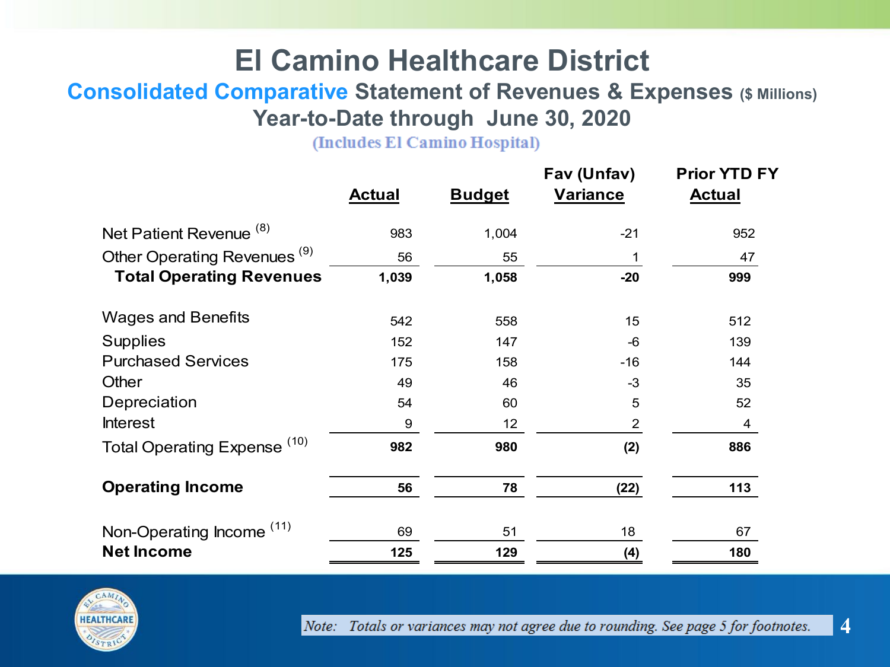# El Camino Healthcare District

## Consolidated Comparative Statement of Revenues & Expenses ($ Millions)

## Year-to-Date through June 30, 2020

(Includes El Camino Hospital)

| | Actual | Budget | Fav (Unfav) Variance | Prior YTD FY Actual |
|---|---|---|---|---|
| Net Patient Revenue [8] | 983 | 1,004 | -21 | 952 |
| Other Operating Revenues [9] | 56 | 55 | 1 | 47 |
| **Total Operating Revenues** | **1,039** | **1,058** | **-20** | **999** |
| Wages and Benefits | 542 | 558 | 15 | 512 |
| Supplies | 152 | 147 | -6 | 139 |
| Purchased Services | 175 | 158 | -16 | 144 |
| Other | 49 | 46 | -3 | 35 |
| Depreciation | 54 | 60 | 5 | 52 |
| Interest | 9 | 12 | 2 | 4 |
| Total Operating Expense [10] | **982** | **980** | **(2)** | **886** |
| **Operating Income** | **56** | **78** | **(22)** | **113** |
| Non-Operating Income [11] | 69 | 51 | 18 | 67 |
| **Net Income** | **125** | **129** | **(4)** | **180** |

*Note: Totals or variances may not agree due to rounding. See page 5 for footnotes.*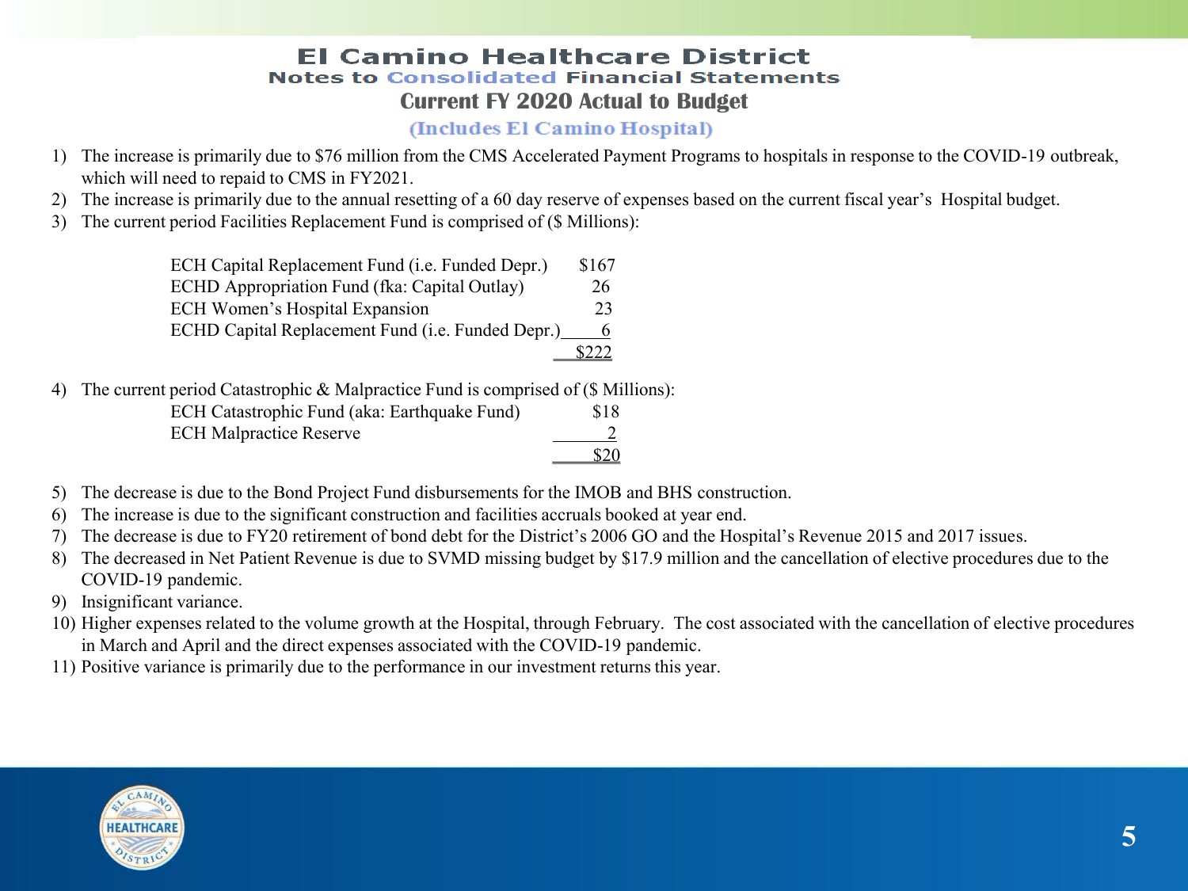# El Camino Healthcare District

## Notes to Consolidated Financial Statements

### Current FY 2020 Actual to Budget

**(Includes El Camino Hospital)**

1) The increase is primarily due to $76 million from the CMS Accelerated Payment Programs to hospitals in response to the COVID-19 outbreak, which will need to repaid to CMS in FY2021.
2) The increase is primarily due to the annual resetting of a 60 day reserve of expenses based on the current fiscal year's Hospital budget.
3) The current period Facilities Replacement Fund is comprised of ($ Millions):

| | |
|---|---|
| ECH Capital Replacement Fund (i.e. Funded Depr.) | $167 |
| ECHD Appropriation Fund (fka: Capital Outlay) | 26 |
| ECH Women's Hospital Expansion | 23 |
| ECHD Capital Replacement Fund (i.e. Funded Depr.) | 6 |
| | $222 |

4) The current period Catastrophic & Malpractice Fund is comprised of ($ Millions):

| | |
|---|---|
| ECH Catastrophic Fund (aka: Earthquake Fund) | $18 |
| ECH Malpractice Reserve | 2 |
| | $20 |

5) The decrease is due to the Bond Project Fund disbursements for the IMOB and BHS construction.
6) The increase is due to the significant construction and facilities accruals booked at year end.
7) The decrease is due to FY20 retirement of bond debt for the District's 2006 GO and the Hospital's Revenue 2015 and 2017 issues.
8) The decreased in Net Patient Revenue is due to SVMD missing budget by $17.9 million and the cancellation of elective procedures due to the COVID-19 pandemic.
9) Insignificant variance.
10) Higher expenses related to the volume growth at the Hospital, through February. The cost associated with the cancellation of elective procedures in March and April and the direct expenses associated with the COVID-19 pandemic.
11) Positive variance is primarily due to the performance in our investment returns this year.